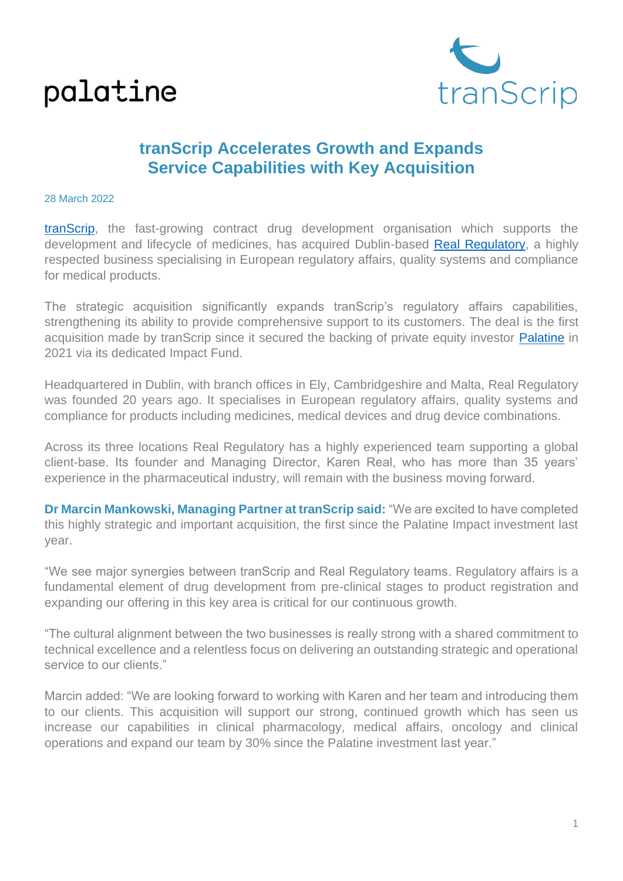palatine

tranScrip

# tranScrip Accelerates Growth and Expands Service Capabilities with Key Acquisition

28 March 2022

tranScrip, the fast-growing contract drug development organisation which supports the development and lifecycle of medicines, has acquired Dublin-based Real Regulatory, a highly respected business specialising in European regulatory affairs, quality systems and compliance for medical products.

The strategic acquisition significantly expands tranScrip's regulatory affairs capabilities, strengthening its ability to provide comprehensive support to its customers. The deal is the first acquisition made by tranScrip since it secured the backing of private equity investor Palatine in 2021 via its dedicated Impact Fund.

Headquartered in Dublin, with branch offices in Ely, Cambridgeshire and Malta, Real Regulatory was founded 20 years ago. It specialises in European regulatory affairs, quality systems and compliance for products including medicines, medical devices and drug device combinations.

Across its three locations Real Regulatory has a highly experienced team supporting a global client-base. Its founder and Managing Director, Karen Real, who has more than 35 years' experience in the pharmaceutical industry, will remain with the business moving forward.

**Dr Marcin Mankowski, Managing Partner at tranScrip said:** "We are excited to have completed this highly strategic and important acquisition, the first since the Palatine Impact investment last year.

"We see major synergies between tranScrip and Real Regulatory teams. Regulatory affairs is a fundamental element of drug development from pre-clinical stages to product registration and expanding our offering in this key area is critical for our continuous growth.

"The cultural alignment between the two businesses is really strong with a shared commitment to technical excellence and a relentless focus on delivering an outstanding strategic and operational service to our clients."

Marcin added: "We are looking forward to working with Karen and her team and introducing them to our clients. This acquisition will support our strong, continued growth which has seen us increase our capabilities in clinical pharmacology, medical affairs, oncology and clinical operations and expand our team by 30% since the Palatine investment last year."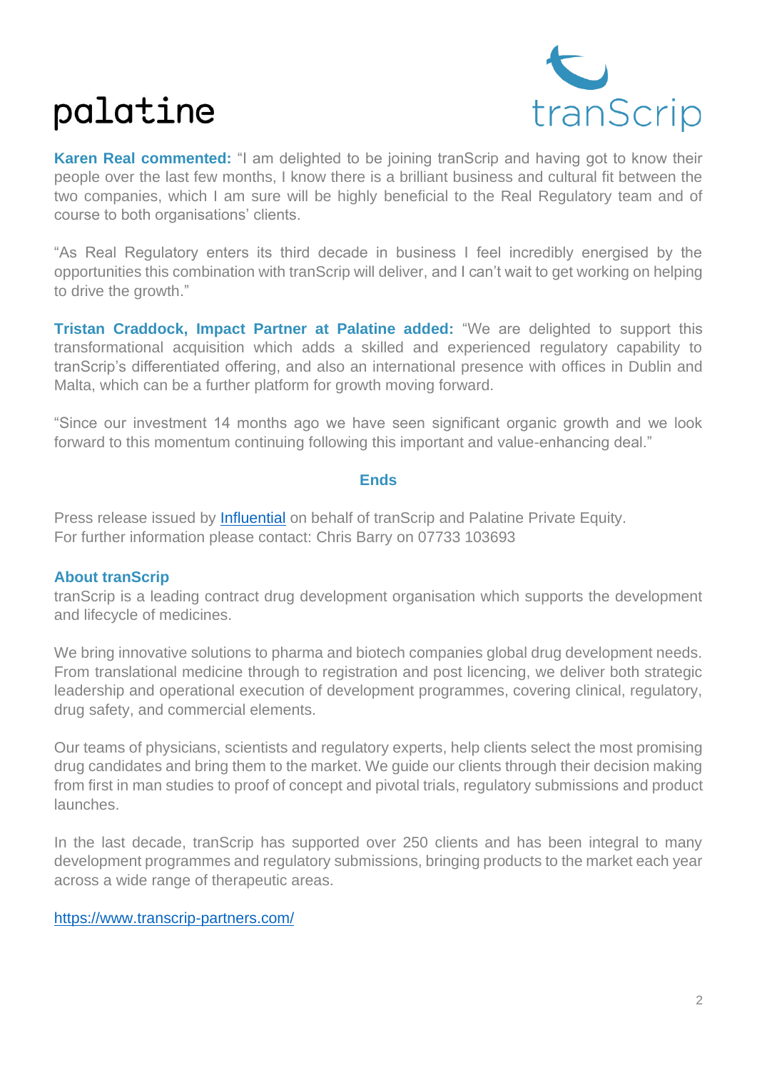**Karen Real commented:** "I am delighted to be joining tranScrip and having got to know their people over the last few months, I know there is a brilliant business and cultural fit between the two companies, which I am sure will be highly beneficial to the Real Regulatory team and of course to both organisations' clients.

"As Real Regulatory enters its third decade in business I feel incredibly energised by the opportunities this combination with tranScrip will deliver, and I can't wait to get working on helping to drive the growth."

**Tristan Craddock, Impact Partner at Palatine added:** "We are delighted to support this transformational acquisition which adds a skilled and experienced regulatory capability to tranScrip's differentiated offering, and also an international presence with offices in Dublin and Malta, which can be a further platform for growth moving forward.

"Since our investment 14 months ago we have seen significant organic growth and we look forward to this momentum continuing following this important and value-enhancing deal."

**Ends**

Press release issued by [Influential](Influential) on behalf of tranScrip and Palatine Private Equity.
For further information please contact: Chris Barry on 07733 103693

**About tranScrip**

tranScrip is a leading contract drug development organisation which supports the development and lifecycle of medicines.

We bring innovative solutions to pharma and biotech companies global drug development needs. From translational medicine through to registration and post licencing, we deliver both strategic leadership and operational execution of development programmes, covering clinical, regulatory, drug safety, and commercial elements.

Our teams of physicians, scientists and regulatory experts, help clients select the most promising drug candidates and bring them to the market. We guide our clients through their decision making from first in man studies to proof of concept and pivotal trials, regulatory submissions and product launches.

In the last decade, tranScrip has supported over 250 clients and has been integral to many development programmes and regulatory submissions, bringing products to the market each year across a wide range of therapeutic areas.

https://www.transcrip-partners.com/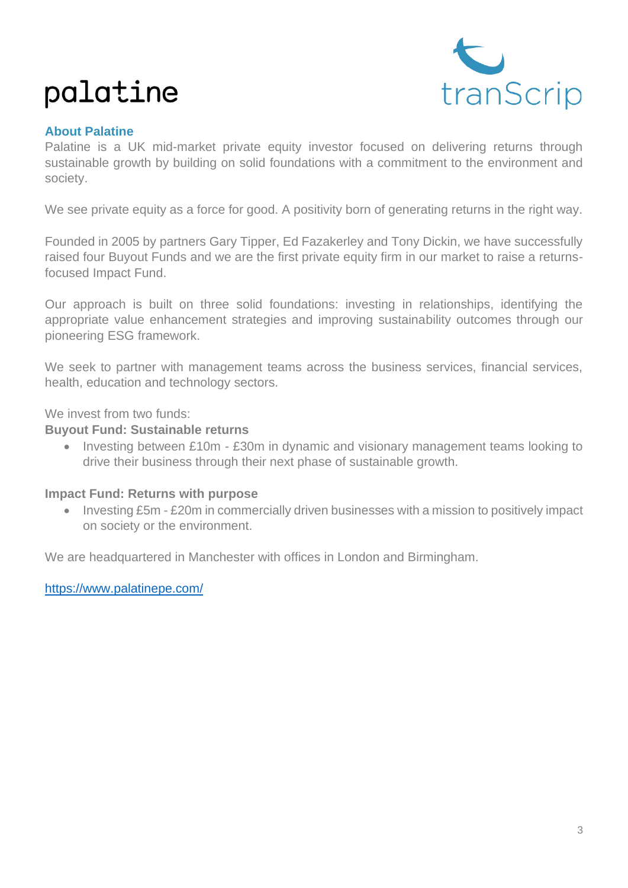palatine

tranScrip

## About Palatine

Palatine is a UK mid-market private equity investor focused on delivering returns through sustainable growth by building on solid foundations with a commitment to the environment and society.

We see private equity as a force for good. A positivity born of generating returns in the right way.

Founded in 2005 by partners Gary Tipper, Ed Fazakerley and Tony Dickin, we have successfully raised four Buyout Funds and we are the first private equity firm in our market to raise a returns-focused Impact Fund.

Our approach is built on three solid foundations: investing in relationships, identifying the appropriate value enhancement strategies and improving sustainability outcomes through our pioneering ESG framework.

We seek to partner with management teams across the business services, financial services, health, education and technology sectors.

We invest from two funds:

**Buyout Fund: Sustainable returns**

- Investing between £10m - £30m in dynamic and visionary management teams looking to drive their business through their next phase of sustainable growth.

**Impact Fund: Returns with purpose**

- Investing £5m - £20m in commercially driven businesses with a mission to positively impact on society or the environment.

We are headquartered in Manchester with offices in London and Birmingham.

https://www.palatinepe.com/